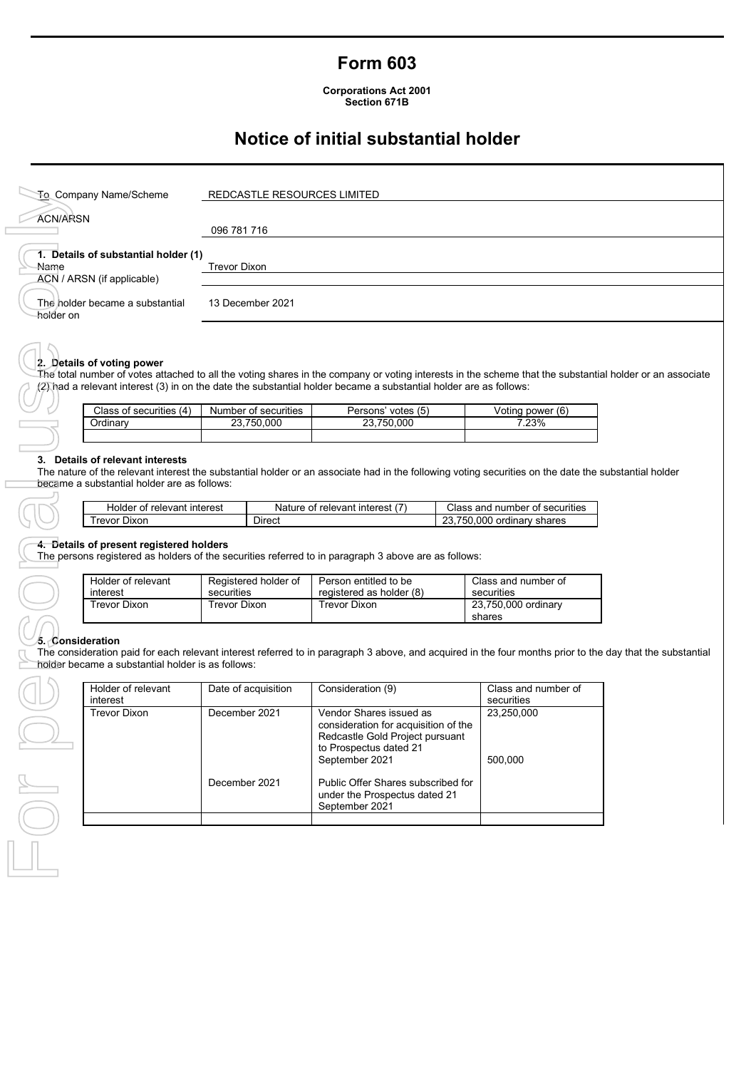# Form 603

**Corporations Act 2001**
**Section 671B**

## Notice of initial substantial holder

| | |
|---|---|
| To Company Name/Scheme | REDCASTLE RESOURCES LIMITED |
| ACN/ARSN | 096 781 716 |

**1. Details of substantial holder (1)**

| | |
|---|---|
| Name | Trevor Dixon |
| ACN / ARSN (if applicable) | |
| The holder became a substantial holder on | 13 December 2021 |

**2. Details of voting power**

The total number of votes attached to all the voting shares in the company or voting interests in the scheme that the substantial holder or an associate (2) had a relevant interest (3) in on the date the substantial holder became a substantial holder are as follows:

| Class of securities (4) | Number of securities | Persons' votes (5) | Voting power (6) |
|---|---|---|---|
| Ordinary | 23,750,000 | 23,750,000 | 7.23% |
| | | | |

**3. Details of relevant interests**

The nature of the relevant interest the substantial holder or an associate had in the following voting securities on the date the substantial holder became a substantial holder are as follows:

| Holder of relevant interest | Nature of relevant interest (7) | Class and number of securities |
|---|---|---|
| Trevor Dixon | Direct | 23,750,000 ordinary shares |

**4. Details of present registered holders**

The persons registered as holders of the securities referred to in paragraph 3 above are as follows:

| Holder of relevant interest | Registered holder of securities | Person entitled to be registered as holder (8) | Class and number of securities |
|---|---|---|---|
| Trevor Dixon | Trevor Dixon | Trevor Dixon | 23,750,000 ordinary shares |

**5. Consideration**

The consideration paid for each relevant interest referred to in paragraph 3 above, and acquired in the four months prior to the day that the substantial holder became a substantial holder is as follows:

| Holder of relevant interest | Date of acquisition | Consideration (9) | Class and number of securities |
|---|---|---|---|
| Trevor Dixon | December 2021 | Vendor Shares issued as consideration for acquisition of the Redcastle Gold Project pursuant to Prospectus dated 21 September 2021 | 23,250,000 |
| | December 2021 | Public Offer Shares subscribed for under the Prospectus dated 21 September 2021 | 500,000 |
| | | | |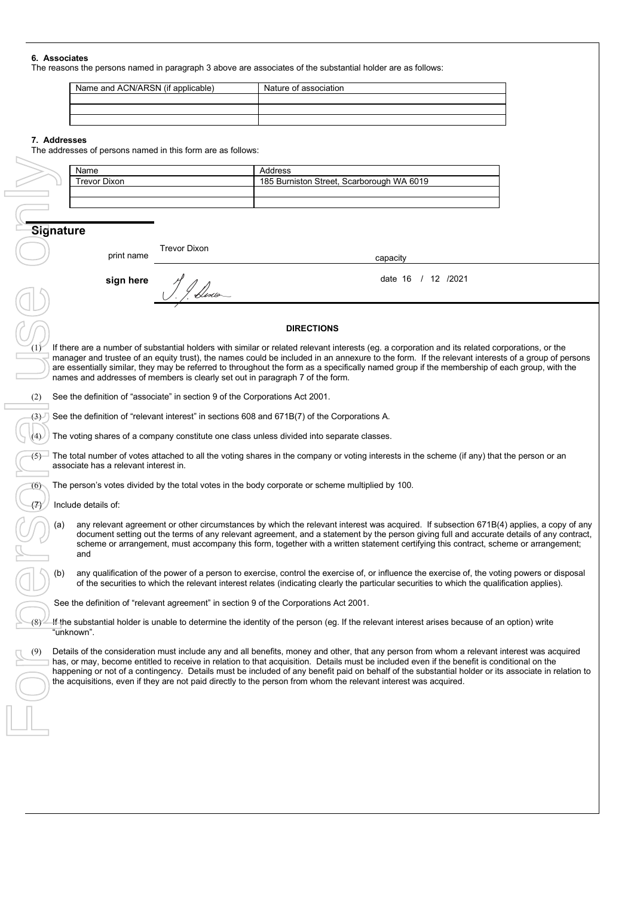**6. Associates**

The reasons the persons named in paragraph 3 above are associates of the substantial holder are as follows:

| Name and ACN/ARSN (if applicable) | Nature of association |
|---|---|
| | |
| | |
| | |

**7. Addresses**

The addresses of persons named in this form are as follows:

| Name | Address |
|---|---|
| Trevor Dixon | 185 Burniston Street, Scarborough WA 6019 |
| | |
| | |

## Signature

print name Trevor Dixon capacity

**sign here** date 16 / 12 /2021

**DIRECTIONS**

(1) If there are a number of substantial holders with similar or related relevant interests (eg. a corporation and its related corporations, or the manager and trustee of an equity trust), the names could be included in an annexure to the form. If the relevant interests of a group of persons are essentially similar, they may be referred to throughout the form as a specifically named group if the membership of each group, with the names and addresses of members is clearly set out in paragraph 7 of the form.

(2) See the definition of "associate" in section 9 of the Corporations Act 2001.

(3) See the definition of "relevant interest" in sections 608 and 671B(7) of the Corporations A.

(4) The voting shares of a company constitute one class unless divided into separate classes.

(5) The total number of votes attached to all the voting shares in the company or voting interests in the scheme (if any) that the person or an associate has a relevant interest in.

(6) The person's votes divided by the total votes in the body corporate or scheme multiplied by 100.

(7) Include details of:

(a) any relevant agreement or other circumstances by which the relevant interest was acquired. If subsection 671B(4) applies, a copy of any document setting out the terms of any relevant agreement, and a statement by the person giving full and accurate details of any contract, scheme or arrangement, must accompany this form, together with a written statement certifying this contract, scheme or arrangement; and

(b) any qualification of the power of a person to exercise, control the exercise of, or influence the exercise of, the voting powers or disposal of the securities to which the relevant interest relates (indicating clearly the particular securities to which the qualification applies).

See the definition of "relevant agreement" in section 9 of the Corporations Act 2001.

(8) If the substantial holder is unable to determine the identity of the person (eg. If the relevant interest arises because of an option) write "unknown".

(9) Details of the consideration must include any and all benefits, money and other, that any person from whom a relevant interest was acquired has, or may, become entitled to receive in relation to that acquisition. Details must be included even if the benefit is conditional on the happening or not of a contingency. Details must be included of any benefit paid on behalf of the substantial holder or its associate in relation to the acquisitions, even if they are not paid directly to the person from whom the relevant interest was acquired.